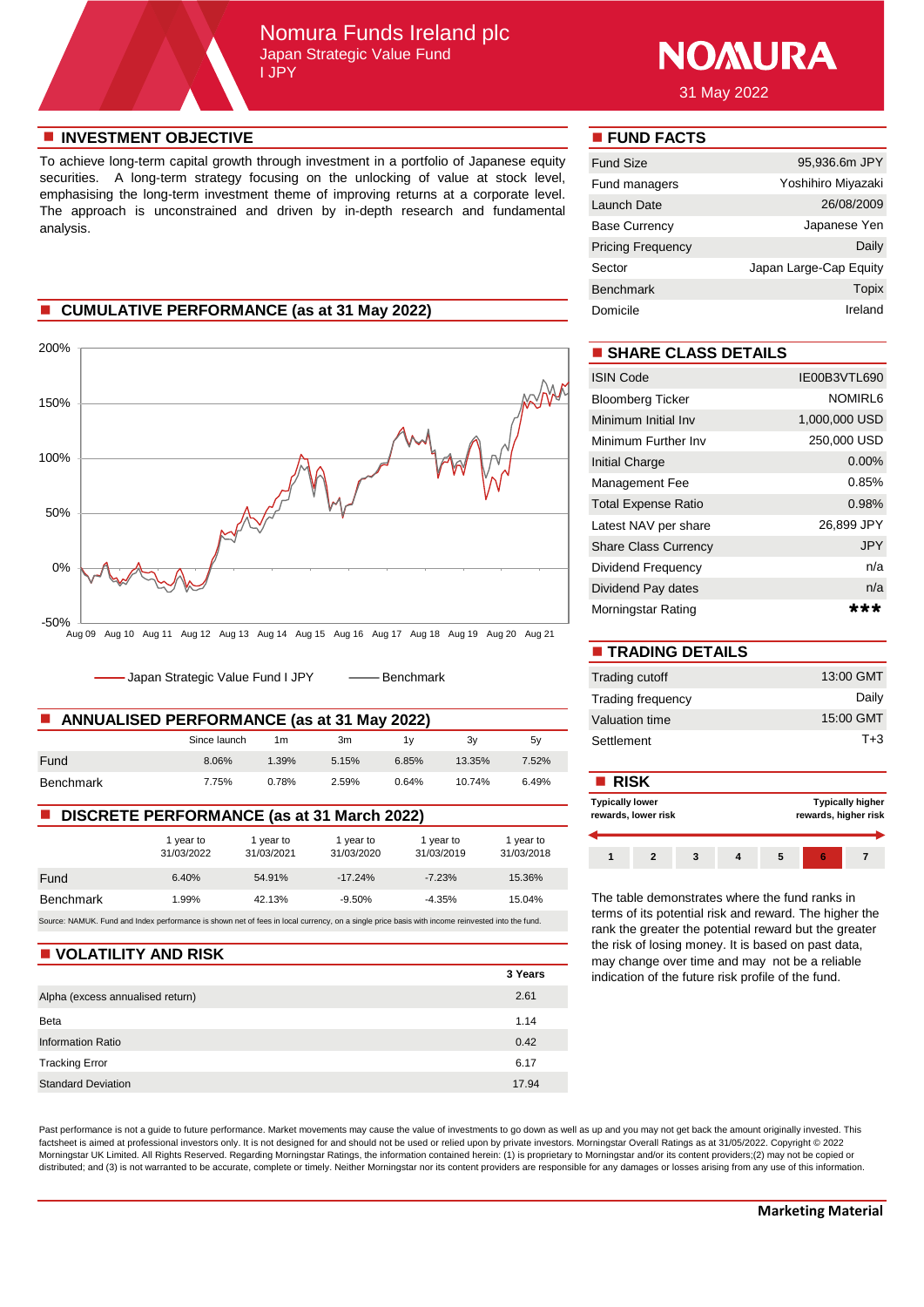# Nomura Funds Ireland plc

Japan Strategic Value Fund
I JPY

NOMURA

31 May 2022

## INVESTMENT OBJECTIVE

To achieve long-term capital growth through investment in a portfolio of Japanese equity securities. A long-term strategy focusing on the unlocking of value at stock level, emphasising the long-term investment theme of improving returns at a corporate level. The approach is unconstrained and driven by in-depth research and fundamental analysis.

## CUMULATIVE PERFORMANCE (as at 31 May 2022)

200%
150%
100%
50%
0%
-50%

Aug 09 Aug 10 Aug 11 Aug 12 Aug 13 Aug 14 Aug 15 Aug 16 Aug 17 Aug 18 Aug 19 Aug 20 Aug 21

Japan Strategic Value Fund I JPY — Benchmark

## ANNUALISED PERFORMANCE (as at 31 May 2022)

| | Since launch | 1m | 3m | 1y | 3y | 5y |
|---|---|---|---|---|---|---|
| Fund | 8.06% | 1.39% | 5.15% | 6.85% | 13.35% | 7.52% |
| Benchmark | 7.75% | 0.78% | 2.59% | 0.64% | 10.74% | 6.49% |

## DISCRETE PERFORMANCE (as at 31 March 2022)

| | 1 year to 31/03/2022 | 1 year to 31/03/2021 | 1 year to 31/03/2020 | 1 year to 31/03/2019 | 1 year to 31/03/2018 |
|---|---|---|---|---|---|
| Fund | 6.40% | 54.91% | -17.24% | -7.23% | 15.36% |
| Benchmark | 1.99% | 42.13% | -9.50% | -4.35% | 15.04% |

Source: NAMUK. Fund and Index performance is shown net of fees in local currency, on a single price basis with income reinvested into the fund.

## VOLATILITY AND RISK

| | 3 Years |
|---|---|
| Alpha (excess annualised return) | 2.61 |
| Beta | 1.14 |
| Information Ratio | 0.42 |
| Tracking Error | 6.17 |
| Standard Deviation | 17.94 |

## FUND FACTS

| | |
|---|---|
| Fund Size | 95,936.6m JPY |
| Fund managers | Yoshihiro Miyazaki |
| Launch Date | 26/08/2009 |
| Base Currency | Japanese Yen |
| Pricing Frequency | Daily |
| Sector | Japan Large-Cap Equity |
| Benchmark | Topix |
| Domicile | Ireland |

## SHARE CLASS DETAILS

| | |
|---|---|
| ISIN Code | IE00B3VTL690 |
| Bloomberg Ticker | NOMIRL6 |
| Minimum Initial Inv | 1,000,000 USD |
| Minimum Further Inv | 250,000 USD |
| Initial Charge | 0.00% |
| Management Fee | 0.85% |
| Total Expense Ratio | 0.98% |
| Latest NAV per share | 26,899 JPY |
| Share Class Currency | JPY |
| Dividend Frequency | n/a |
| Dividend Pay dates | n/a |
| Morningstar Rating | ★★★ |

## TRADING DETAILS

| | |
|---|---|
| Trading cutoff | 13:00 GMT |
| Trading frequency | Daily |
| Valuation time | 15:00 GMT |
| Settlement | T+3 |

## RISK

**Typically lower rewards, lower risk** — **Typically higher rewards, higher risk**

| 1 | 2 | 3 | 4 | 5 | **6** | 7 |
|---|---|---|---|---|---|---|

The table demonstrates where the fund ranks in terms of its potential risk and reward. The higher the rank the greater the potential reward but the greater the risk of losing money. It is based on past data, may change over time and may not be a reliable indication of the future risk profile of the fund.

Past performance is not a guide to future performance. Market movements may cause the value of investments to go down as well as up and you may not get back the amount originally invested. This factsheet is aimed at professional investors only. It is not designed for and should not be used or relied upon by private investors. Morningstar Overall Ratings as at 31/05/2022. Copyright © 2022 Morningstar UK Limited. All Rights Reserved. Regarding Morningstar Ratings, the information contained herein: (1) is proprietary to Morningstar and/or its content providers;(2) may not be copied or distributed; and (3) is not warranted to be accurate, complete or timely. Neither Morningstar nor its content providers are responsible for any damages or losses arising from any use of this information.

**Marketing Material**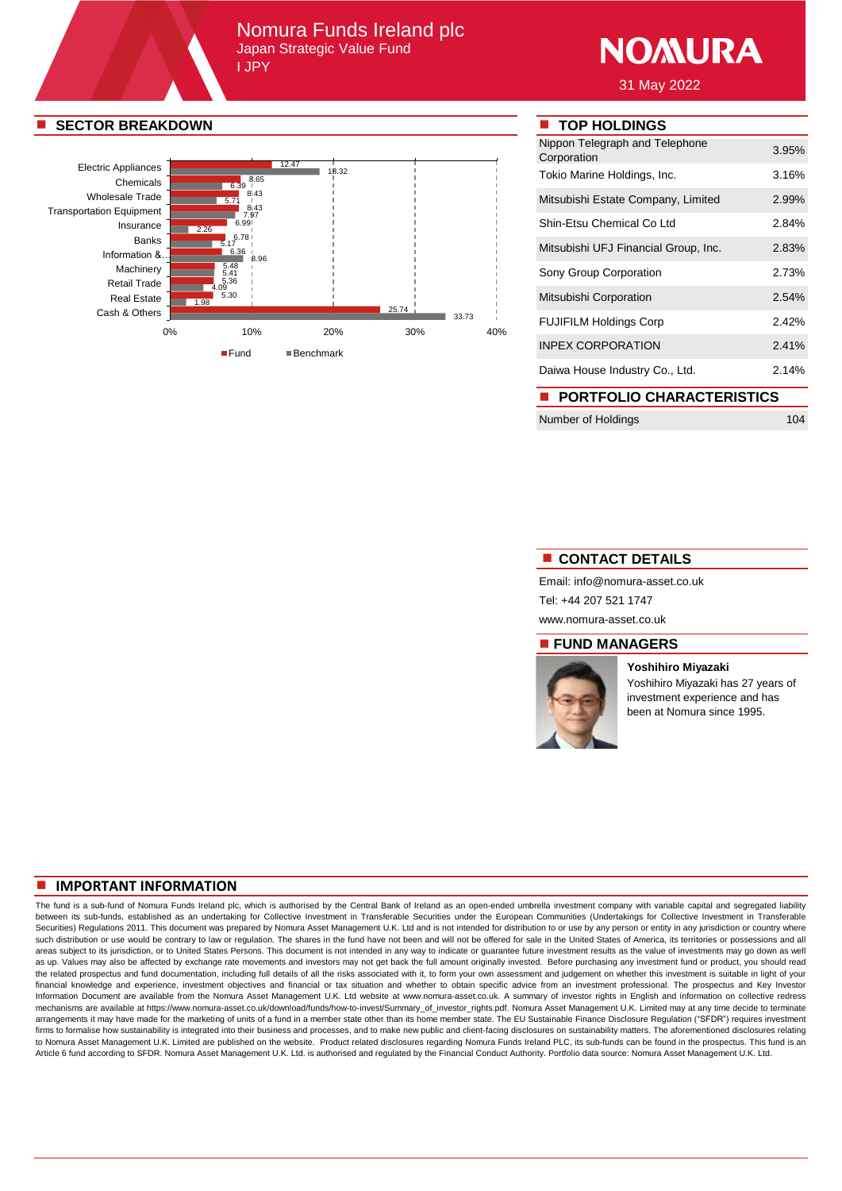Nomura Funds Ireland plc
Japan Strategic Value Fund
I JPY

31 May 2022

## SECTOR BREAKDOWN

Electric Appliances
Chemicals
Wholesale Trade
Transportation Equipment
Insurance
Banks
Information &...
Machinery
Retail Trade
Real Estate
Cash & Others

12.47
18.32
8.65
6.39
8.43
5.71
8.43
7.97
6.99
2.26
6.78
5.17
6.36
8.96
5.48
5.41
5.36
4.09
5.30
1.98
25.74
33.73

0% 10% 20% 30% 40%

Fund
Benchmark

## TOP HOLDINGS

| | |
|---|---|
| Nippon Telegraph and Telephone Corporation | 3.95% |
| Tokio Marine Holdings, Inc. | 3.16% |
| Mitsubishi Estate Company, Limited | 2.99% |
| Shin-Etsu Chemical Co Ltd | 2.84% |
| Mitsubishi UFJ Financial Group, Inc. | 2.83% |
| Sony Group Corporation | 2.73% |
| Mitsubishi Corporation | 2.54% |
| FUJIFILM Holdings Corp | 2.42% |
| INPEX CORPORATION | 2.41% |
| Daiwa House Industry Co., Ltd. | 2.14% |

## PORTFOLIO CHARACTERISTICS

| | |
|---|---|
| Number of Holdings | 104 |

## CONTACT DETAILS

Email: info@nomura-asset.co.uk

Tel: +44 207 521 1747

www.nomura-asset.co.uk

## FUND MANAGERS

**Yoshihiro Miyazaki**

Yoshihiro Miyazaki has 27 years of investment experience and has been at Nomura since 1995.

## IMPORTANT INFORMATION

The fund is a sub-fund of Nomura Funds Ireland plc, which is authorised by the Central Bank of Ireland as an open-ended umbrella investment company with variable capital and segregated liability between its sub-funds, established as an undertaking for Collective Investment in Transferable Securities under the European Communities (Undertakings for Collective Investment in Transferable Securities) Regulations 2011. This document was prepared by Nomura Asset Management U.K. Ltd and is not intended for distribution to or use by any person or entity in any jurisdiction or country where such distribution or use would be contrary to law or regulation. The shares in the fund have not been and will not be offered for sale in the United States of America, its territories or possessions and all areas subject to its jurisdiction, or to United States Persons. This document is not intended in any way to indicate or guarantee future investment results as the value of investments may go down as well as up. Values may also be affected by exchange rate movements and investors may not get back the full amount originally invested. Before purchasing any investment fund or product, you should read the related prospectus and fund documentation, including full details of all the risks associated with it, to form your own assessment and judgement on whether this investment is suitable in light of your financial knowledge and experience, investment objectives and financial or tax situation and whether to obtain specific advice from an investment professional. The prospectus and Key Investor Information Document are available from the Nomura Asset Management U.K. Ltd website at www.nomura-asset.co.uk. A summary of investor rights in English and information on collective redress mechanisms are available at https://www.nomura-asset.co.uk/download/funds/how-to-invest/Summary_of_investor_rights.pdf. Nomura Asset Management U.K. Limited may at any time decide to terminate arrangements it may have made for the marketing of units of a fund in a member state other than its home member state. The EU Sustainable Finance Disclosure Regulation ("SFDR") requires investment firms to formalise how sustainability is integrated into their business and processes, and to make new public and client-facing disclosures on sustainability matters. The aforementioned disclosures relating to Nomura Asset Management U.K. Limited are published on the website. Product related disclosures regarding Nomura Funds Ireland PLC, its sub-funds can be found in the prospectus. This fund is an Article 6 fund according to SFDR. Nomura Asset Management U.K. Ltd. is authorised and regulated by the Financial Conduct Authority. Portfolio data source: Nomura Asset Management U.K. Ltd.